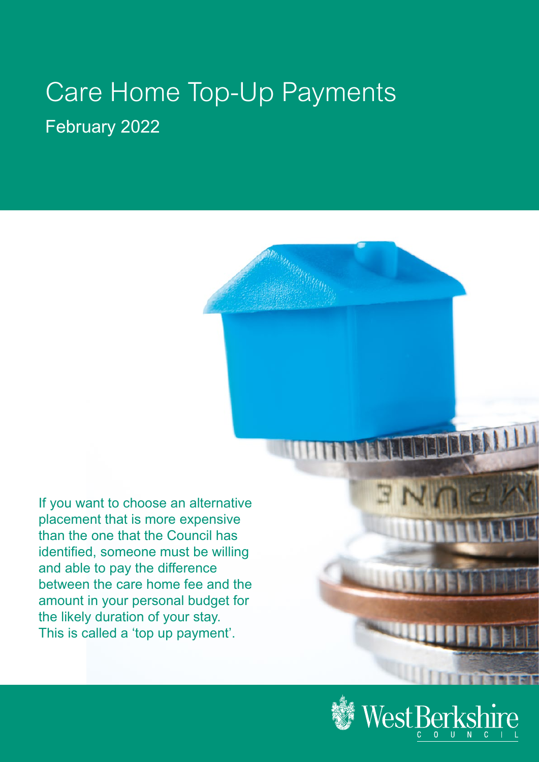# Care Home Top-Up Payments

February 2022

If you want to choose an alternative placement that is more expensive than the one that the Council has identified, someone must be willing and able to pay the difference between the care home fee and the amount in your personal budget for the likely duration of your stay. This is called a 'top up payment'.

West Berkshire Council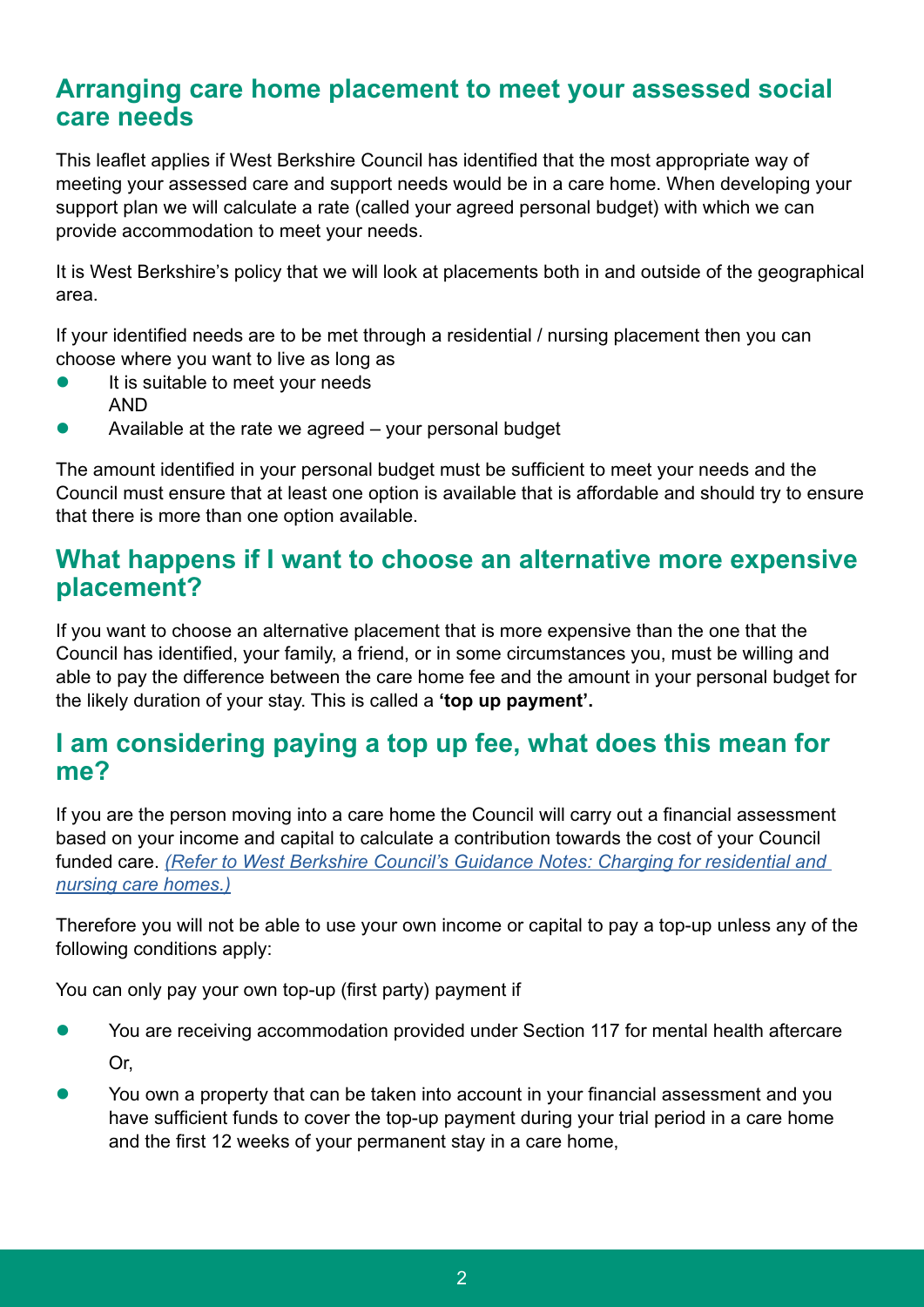## Arranging care home placement to meet your assessed social care needs

This leaflet applies if West Berkshire Council has identified that the most appropriate way of meeting your assessed care and support needs would be in a care home. When developing your support plan we will calculate a rate (called your agreed personal budget) with which we can provide accommodation to meet your needs.

It is West Berkshire's policy that we will look at placements both in and outside of the geographical area.

If your identified needs are to be met through a residential / nursing placement then you can choose where you want to live as long as

- It is suitable to meet your needs
  AND
- Available at the rate we agreed – your personal budget

The amount identified in your personal budget must be sufficient to meet your needs and the Council must ensure that at least one option is available that is affordable and should try to ensure that there is more than one option available.

## What happens if I want to choose an alternative more expensive placement?

If you want to choose an alternative placement that is more expensive than the one that the Council has identified, your family, a friend, or in some circumstances you, must be willing and able to pay the difference between the care home fee and the amount in your personal budget for the likely duration of your stay. This is called a **'top up payment'.**

## I am considering paying a top up fee, what does this mean for me?

If you are the person moving into a care home the Council will carry out a financial assessment based on your income and capital to calculate a contribution towards the cost of your Council funded care. *(Refer to West Berkshire Council's Guidance Notes: Charging for residential and nursing care homes.)*

Therefore you will not be able to use your own income or capital to pay a top-up unless any of the following conditions apply:

You can only pay your own top-up (first party) payment if

- You are receiving accommodation provided under Section 117 for mental health aftercare

  Or,
- You own a property that can be taken into account in your financial assessment and you have sufficient funds to cover the top-up payment during your trial period in a care home and the first 12 weeks of your permanent stay in a care home,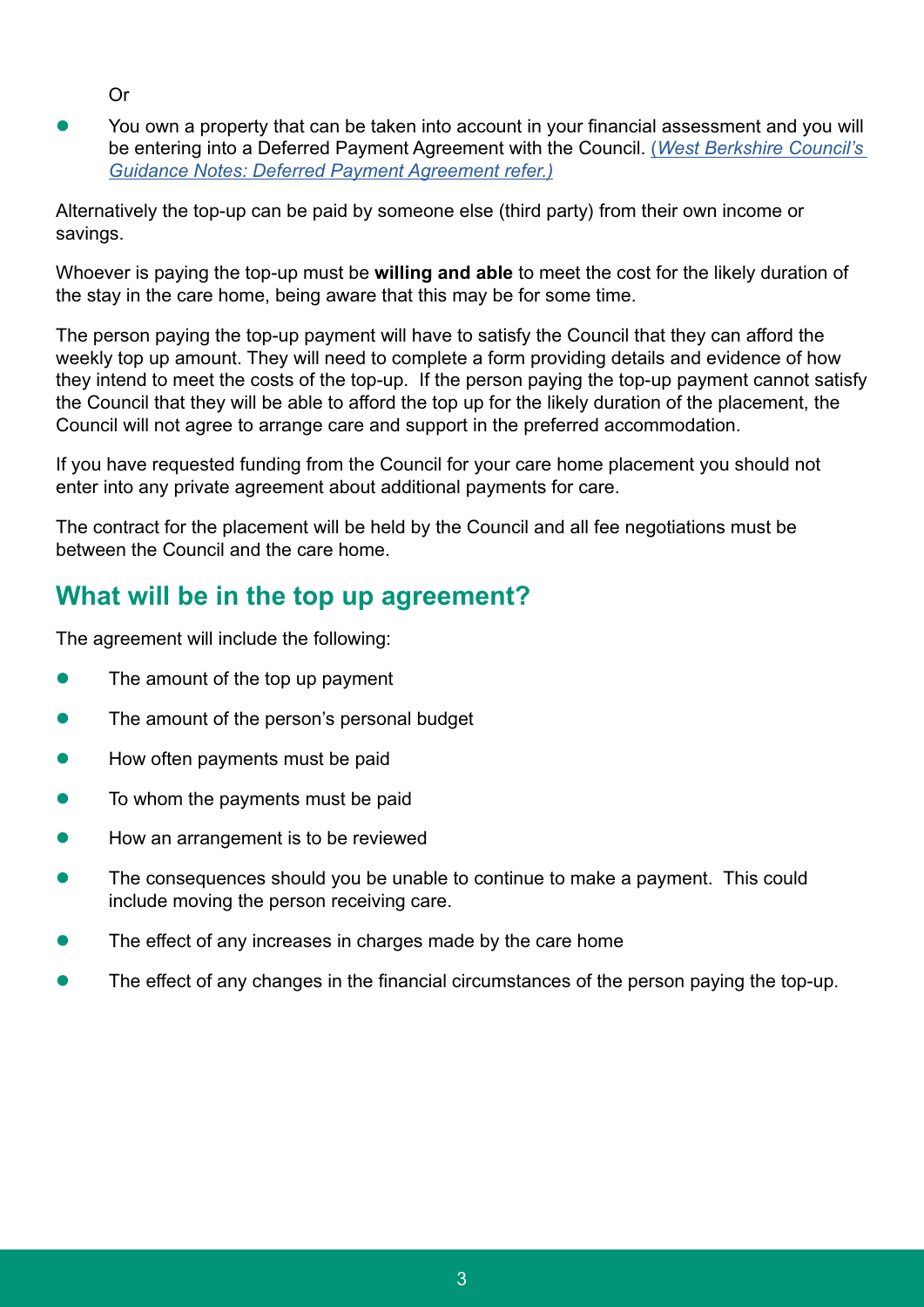Or

- You own a property that can be taken into account in your financial assessment and you will be entering into a Deferred Payment Agreement with the Council. *(West Berkshire Council's Guidance Notes: Deferred Payment Agreement refer.)*

Alternatively the top-up can be paid by someone else (third party) from their own income or savings.

Whoever is paying the top-up must be **willing and able** to meet the cost for the likely duration of the stay in the care home, being aware that this may be for some time.

The person paying the top-up payment will have to satisfy the Council that they can afford the weekly top up amount. They will need to complete a form providing details and evidence of how they intend to meet the costs of the top-up. If the person paying the top-up payment cannot satisfy the Council that they will be able to afford the top up for the likely duration of the placement, the Council will not agree to arrange care and support in the preferred accommodation.

If you have requested funding from the Council for your care home placement you should not enter into any private agreement about additional payments for care.

The contract for the placement will be held by the Council and all fee negotiations must be between the Council and the care home.

## What will be in the top up agreement?

The agreement will include the following:

- The amount of the top up payment
- The amount of the person's personal budget
- How often payments must be paid
- To whom the payments must be paid
- How an arrangement is to be reviewed
- The consequences should you be unable to continue to make a payment. This could include moving the person receiving care.
- The effect of any increases in charges made by the care home
- The effect of any changes in the financial circumstances of the person paying the top-up.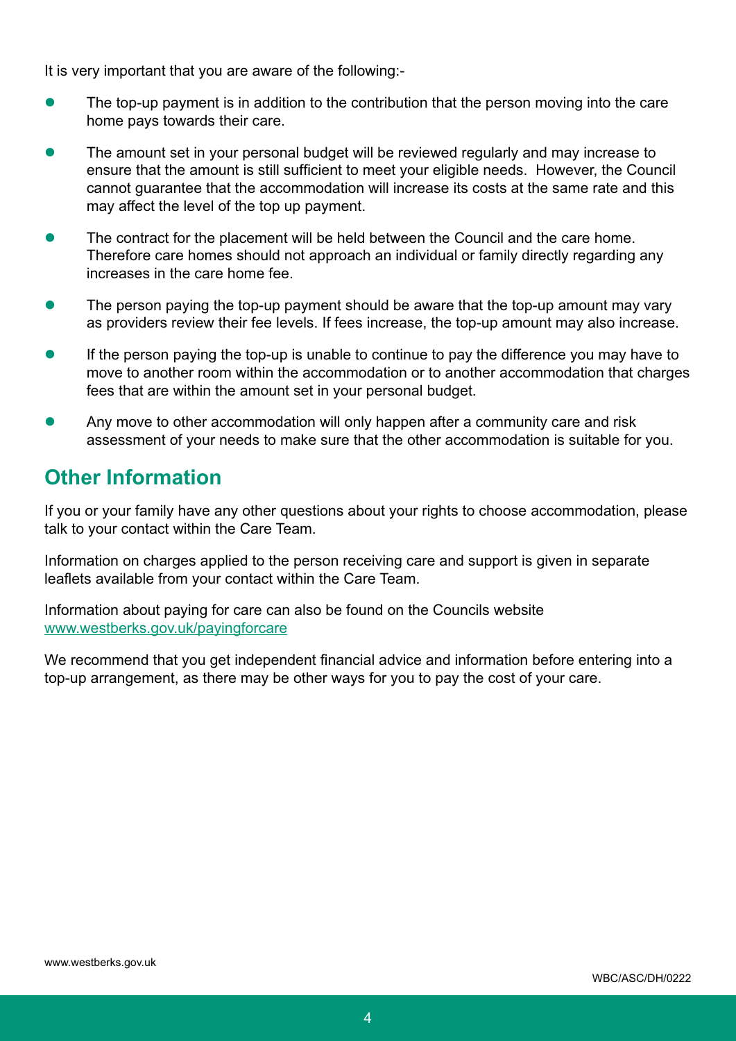It is very important that you are aware of the following:-

- The top-up payment is in addition to the contribution that the person moving into the care home pays towards their care.
- The amount set in your personal budget will be reviewed regularly and may increase to ensure that the amount is still sufficient to meet your eligible needs. However, the Council cannot guarantee that the accommodation will increase its costs at the same rate and this may affect the level of the top up payment.
- The contract for the placement will be held between the Council and the care home. Therefore care homes should not approach an individual or family directly regarding any increases in the care home fee.
- The person paying the top-up payment should be aware that the top-up amount may vary as providers review their fee levels. If fees increase, the top-up amount may also increase.
- If the person paying the top-up is unable to continue to pay the difference you may have to move to another room within the accommodation or to another accommodation that charges fees that are within the amount set in your personal budget.
- Any move to other accommodation will only happen after a community care and risk assessment of your needs to make sure that the other accommodation is suitable for you.

## Other Information

If you or your family have any other questions about your rights to choose accommodation, please talk to your contact within the Care Team.

Information on charges applied to the person receiving care and support is given in separate leaflets available from your contact within the Care Team.

Information about paying for care can also be found on the Councils website [www.westberks.gov.uk/payingforcare](http://www.westberks.gov.uk/payingforcare)

We recommend that you get independent financial advice and information before entering into a top-up arrangement, as there may be other ways for you to pay the cost of your care.

www.westberks.gov.uk

WBC/ASC/DH/0222